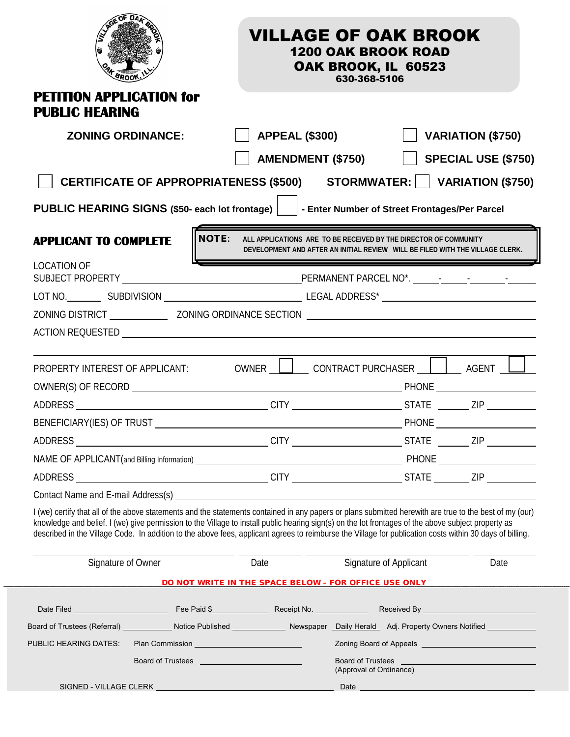# VILLAGE OF OAK BROOK

**1200 OAK BROOK ROAD**
**OAK BROOK, IL 60523**
**630-368-5106**

## PETITION APPLICATION for PUBLIC HEARING

**ZONING ORDINANCE:** ☐ **APPEAL ($300)** ☐ **VARIATION ($750)**
☐ **AMENDMENT ($750)** ☐ **SPECIAL USE ($750)**

☐ **CERTIFICATE OF APPROPRIATENESS ($500)** **STORMWATER:** ☐ **VARIATION ($750)**

**PUBLIC HEARING SIGNS** ($50- each lot frontage) ☐ **- Enter Number of Street Frontages/Per Parcel**

**APPLICANT TO COMPLETE**

**NOTE:** ALL APPLICATIONS ARE TO BE RECEIVED BY THE DIRECTOR OF COMMUNITY DEVELOPMENT AND AFTER AN INITIAL REVIEW WILL BE FILED WITH THE VILLAGE CLERK.

LOCATION OF SUBJECT PROPERTY ______________________ PERMANENT PARCEL NO*. ____-____-____-____

LOT NO.______ SUBDIVISION ______________________ LEGAL ADDRESS* ______________________

ZONING DISTRICT __________ ZONING ORDINANCE SECTION ______________________

ACTION REQUESTED ______________________________________________

PROPERTY INTEREST OF APPLICANT: OWNER ☐ CONTRACT PURCHASER ☐ AGENT ☐

OWNER(S) OF RECORD ______________________ PHONE __________

ADDRESS ______________________ CITY __________ STATE ______ ZIP ______

BENEFICIARY(IES) OF TRUST ______________________ PHONE __________

ADDRESS ______________________ CITY __________ STATE ______ ZIP ______

NAME OF APPLICANT(and Billing Information) ______________________ PHONE __________

ADDRESS ______________________ CITY __________ STATE ______ ZIP ______

Contact Name and E-mail Address(s) ______________________________________________

I (we) certify that all of the above statements and the statements contained in any papers or plans submitted herewith are true to the best of my (our) knowledge and belief. I (we) give permission to the Village to install public hearing sign(s) on the lot frontages of the above subject property as described in the Village Code. In addition to the above fees, applicant agrees to reimburse the Village for publication costs within 30 days of billing.

______________________ ________ ______________________ ________
Signature of Owner Date Signature of Applicant Date

**DO NOT WRITE IN THE SPACE BELOW – FOR OFFICE USE ONLY**

Date Filed __________ Fee Paid $__________ Receipt No. __________ Received By __________

Board of Trustees (Referral) __________ Notice Published __________ Newspaper Daily Herald Adj. Property Owners Notified __________

PUBLIC HEARING DATES: Plan Commission __________ Zoning Board of Appeals __________

Board of Trustees __________ Board of Trustees (Approval of Ordinance) __________

SIGNED - VILLAGE CLERK ______________________ Date __________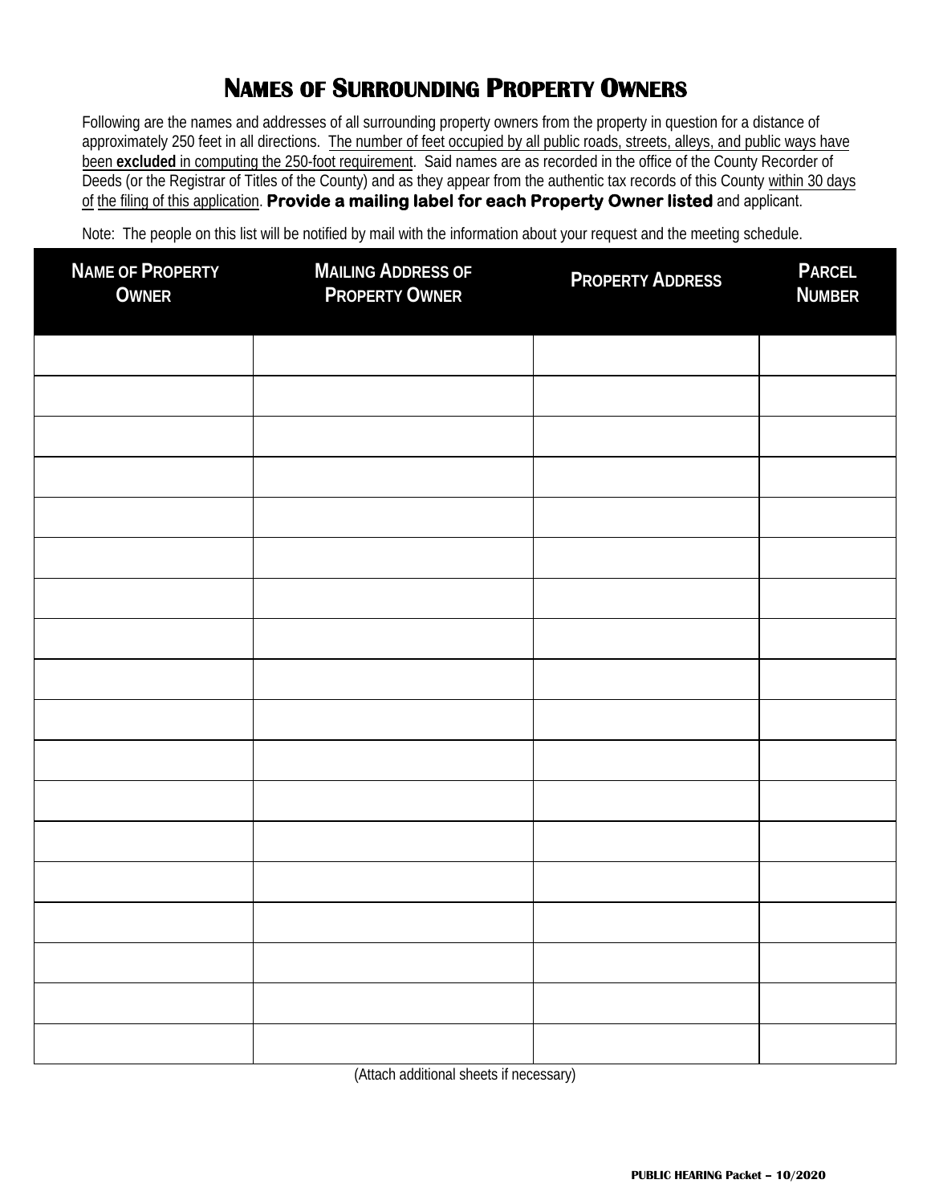# NAMES OF SURROUNDING PROPERTY OWNERS

Following are the names and addresses of all surrounding property owners from the property in question for a distance of approximately 250 feet in all directions. The number of feet occupied by all public roads, streets, alleys, and public ways have been **excluded** in computing the 250-foot requirement. Said names are as recorded in the office of the County Recorder of Deeds (or the Registrar of Titles of the County) and as they appear from the authentic tax records of this County within 30 days of the filing of this application. **Provide a mailing label for each Property Owner listed** and applicant.

Note: The people on this list will be notified by mail with the information about your request and the meeting schedule.

| NAME OF PROPERTY OWNER | MAILING ADDRESS OF PROPERTY OWNER | PROPERTY ADDRESS | PARCEL NUMBER |
|---|---|---|---|
| | | | |
| | | | |
| | | | |
| | | | |
| | | | |
| | | | |
| | | | |
| | | | |
| | | | |
| | | | |
| | | | |
| | | | |
| | | | |
| | | | |
| | | | |
| | | | |
| | | | |
| | | | |

(Attach additional sheets if necessary)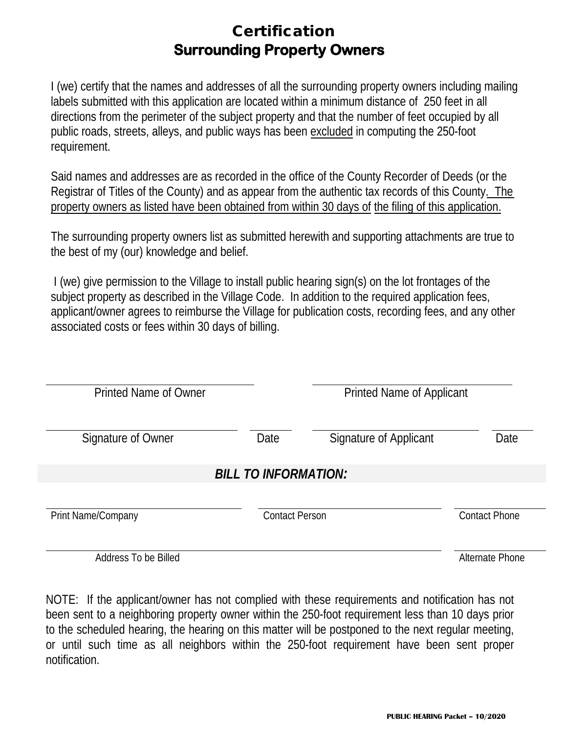# Certification
## Surrounding Property Owners

I (we) certify that the names and addresses of all the surrounding property owners including mailing labels submitted with this application are located within a minimum distance of 250 feet in all directions from the perimeter of the subject property and that the number of feet occupied by all public roads, streets, alleys, and public ways has been excluded in computing the 250-foot requirement.

Said names and addresses are as recorded in the office of the County Recorder of Deeds (or the Registrar of Titles of the County) and as appear from the authentic tax records of this County. The property owners as listed have been obtained from within 30 days of the filing of this application.

The surrounding property owners list as submitted herewith and supporting attachments are true to the best of my (our) knowledge and belief.

I (we) give permission to the Village to install public hearing sign(s) on the lot frontages of the subject property as described in the Village Code. In addition to the required application fees, applicant/owner agrees to reimburse the Village for publication costs, recording fees, and any other associated costs or fees within 30 days of billing.

| | | | |
|---|---|---|---|
| Printed Name of Owner | | Printed Name of Applicant | |
| Signature of Owner | Date | Signature of Applicant | Date |

### *BILL TO INFORMATION:*

| | | |
|---|---|---|
| Print Name/Company | Contact Person | Contact Phone |
| Address To be Billed | | Alternate Phone |

NOTE: If the applicant/owner has not complied with these requirements and notification has not been sent to a neighboring property owner within the 250-foot requirement less than 10 days prior to the scheduled hearing, the hearing on this matter will be postponed to the next regular meeting, or until such time as all neighbors within the 250-foot requirement have been sent proper notification.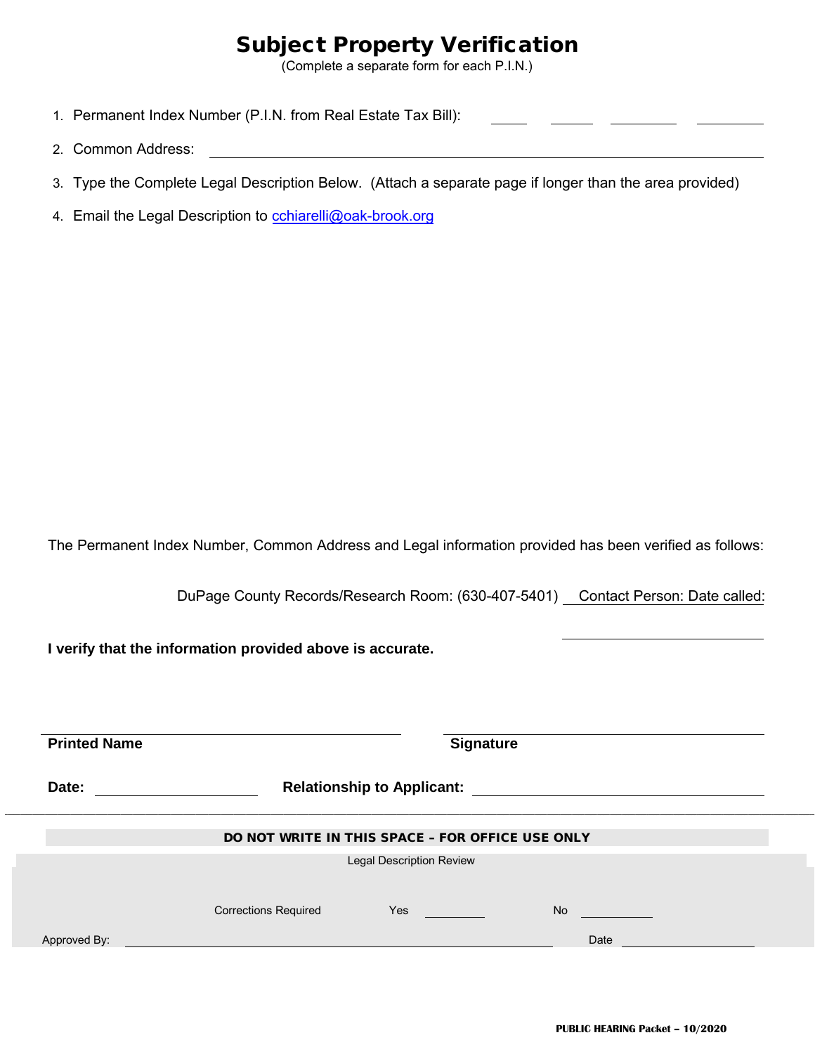# Subject Property Verification

(Complete a separate form for each P.I.N.)

1. Permanent Index Number (P.I.N. from Real Estate Tax Bill): _____ _____ _________ _________
2. Common Address: ____________________________________________
3. Type the Complete Legal Description Below. (Attach a separate page if longer than the area provided)
4. Email the Legal Description to cchiarelli@oak-brook.org

The Permanent Index Number, Common Address and Legal information provided has been verified as follows:

DuPage County Records/Research Room: (630-407-5401) Contact Person: Date called:

**I verify that the information provided above is accurate.**

______________________________ ______________________________

**Printed Name** **Signature**

**Date:** ____________ **Relationship to Applicant:** ____________________

**DO NOT WRITE IN THIS SPACE – FOR OFFICE USE ONLY**

Legal Description Review

Corrections Required Yes ________ No ________

Approved By: ______________________________ Date ____________

PUBLIC HEARING Packet – 10/2020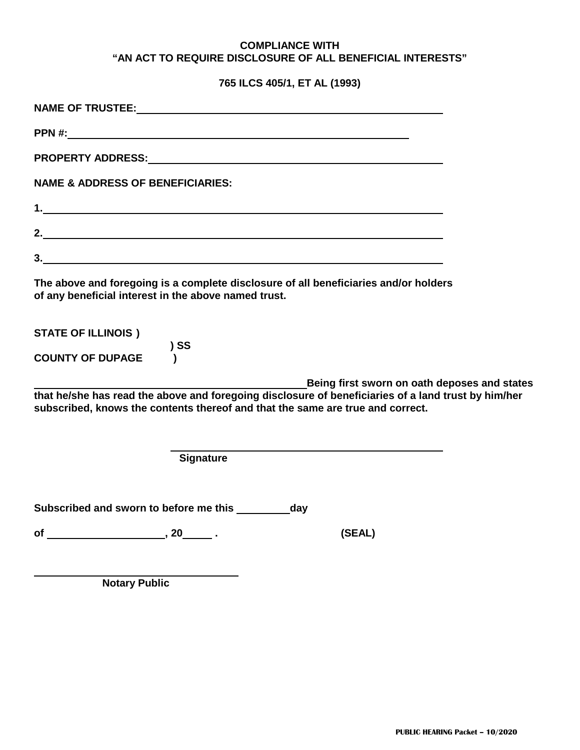**COMPLIANCE WITH**
**"AN ACT TO REQUIRE DISCLOSURE OF ALL BENEFICIAL INTERESTS"**

**765 ILCS 405/1, ET AL (1993)**

**NAME OF TRUSTEE:** ______________________________________________

**PPN #:** ______________________________________________

**PROPERTY ADDRESS:** ______________________________________________

**NAME & ADDRESS OF BENEFICIARIES:**

**1.** ______________________________________________

**2.** ______________________________________________

**3.** ______________________________________________

**The above and foregoing is a complete disclosure of all beneficiaries and/or holders of any beneficial interest in the above named trust.**

**STATE OF ILLINOIS )**
**) SS**
**COUNTY OF DUPAGE )**

______________________________ **Being first sworn on oath deposes and states that he/she has read the above and foregoing disclosure of beneficiaries of a land trust by him/her subscribed, knows the contents thereof and that the same are true and correct.**

______________________________
**Signature**

**Subscribed and sworn to before me this** _________ **day**

**of** ____________________, **20**_____ **.** **(SEAL)**

______________________________
**Notary Public**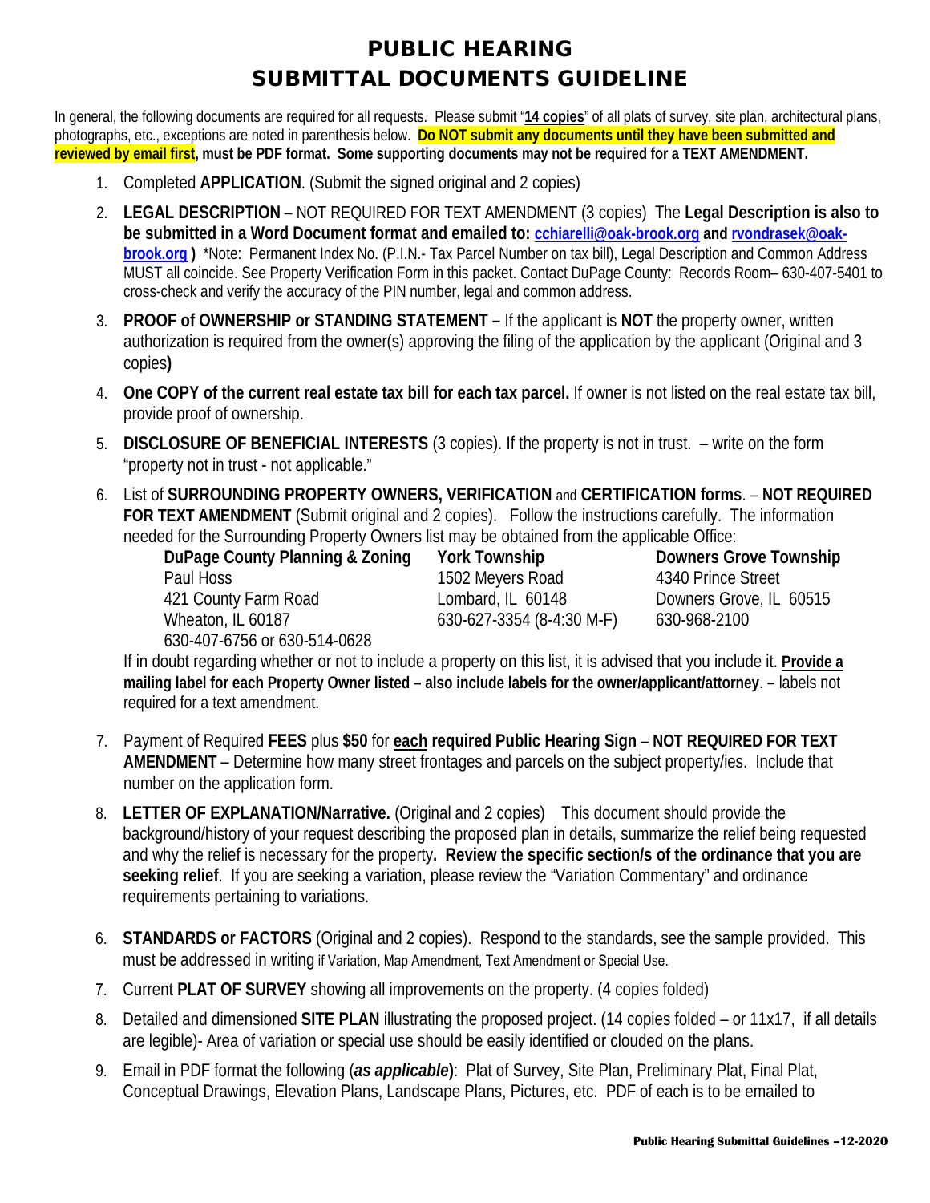# PUBLIC HEARING
# SUBMITTAL DOCUMENTS GUIDELINE

In general, the following documents are required for all requests. Please submit "**14 copies**" of all plats of survey, site plan, architectural plans, photographs, etc., exceptions are noted in parenthesis below. **Do NOT submit any documents until they have been submitted and reviewed by email first, must be PDF format. Some supporting documents may not be required for a TEXT AMENDMENT.**

1. Completed **APPLICATION**. (Submit the signed original and 2 copies)
2. **LEGAL DESCRIPTION** – NOT REQUIRED FOR TEXT AMENDMENT (3 copies) The **Legal Description is also to be submitted in a Word Document format and emailed to: cchiarelli@oak-brook.org and rvondrasek@oak-brook.org )** *Note: Permanent Index No. (P.I.N.- Tax Parcel Number on tax bill), Legal Description and Common Address MUST all coincide. See Property Verification Form in this packet. Contact DuPage County: Records Room– 630-407-5401 to cross-check and verify the accuracy of the PIN number, legal and common address.
3. **PROOF of OWNERSHIP or STANDING STATEMENT –** If the applicant is **NOT** the property owner, written authorization is required from the owner(s) approving the filing of the application by the applicant (Original and 3 copies**)**
4. **One COPY of the current real estate tax bill for each tax parcel.** If owner is not listed on the real estate tax bill, provide proof of ownership.
5. **DISCLOSURE OF BENEFICIAL INTERESTS** (3 copies). If the property is not in trust. – write on the form "property not in trust - not applicable."
6. List of **SURROUNDING PROPERTY OWNERS, VERIFICATION** and **CERTIFICATION forms**. – **NOT REQUIRED FOR TEXT AMENDMENT** (Submit original and 2 copies). Follow the instructions carefully. The information needed for the Surrounding Property Owners list may be obtained from the applicable Office:

   **DuPage County Planning & Zoning**
   Paul Hoss
   421 County Farm Road
   Wheaton, IL 60187
   630-407-6756 or 630-514-0628

   **York Township**
   1502 Meyers Road
   Lombard, IL 60148
   630-627-3354 (8-4:30 M-F)

   **Downers Grove Township**
   4340 Prince Street
   Downers Grove, IL 60515
   630-968-2100

   If in doubt regarding whether or not to include a property on this list, it is advised that you include it. **Provide a mailing label for each Property Owner listed – also include labels for the owner/applicant/attorney**. **–** labels not required for a text amendment.
7. Payment of Required **FEES** plus **$50** for **each required Public Hearing Sign** – **NOT REQUIRED FOR TEXT AMENDMENT** – Determine how many street frontages and parcels on the subject property/ies. Include that number on the application form.
8. **LETTER OF EXPLANATION/Narrative.** (Original and 2 copies) This document should provide the background/history of your request describing the proposed plan in details, summarize the relief being requested and why the relief is necessary for the property**. Review the specific section/s of the ordinance that you are seeking relief**. If you are seeking a variation, please review the "Variation Commentary" and ordinance requirements pertaining to variations.

6. **STANDARDS or FACTORS** (Original and 2 copies). Respond to the standards, see the sample provided. This must be addressed in writing if Variation, Map Amendment, Text Amendment or Special Use.
7. Current **PLAT OF SURVEY** showing all improvements on the property. (4 copies folded)
8. Detailed and dimensioned **SITE PLAN** illustrating the proposed project. (14 copies folded – or 11x17, if all details are legible)- Area of variation or special use should be easily identified or clouded on the plans.
9. Email in PDF format the following (***as applicable***): Plat of Survey, Site Plan, Preliminary Plat, Final Plat, Conceptual Drawings, Elevation Plans, Landscape Plans, Pictures, etc. PDF of each is to be emailed to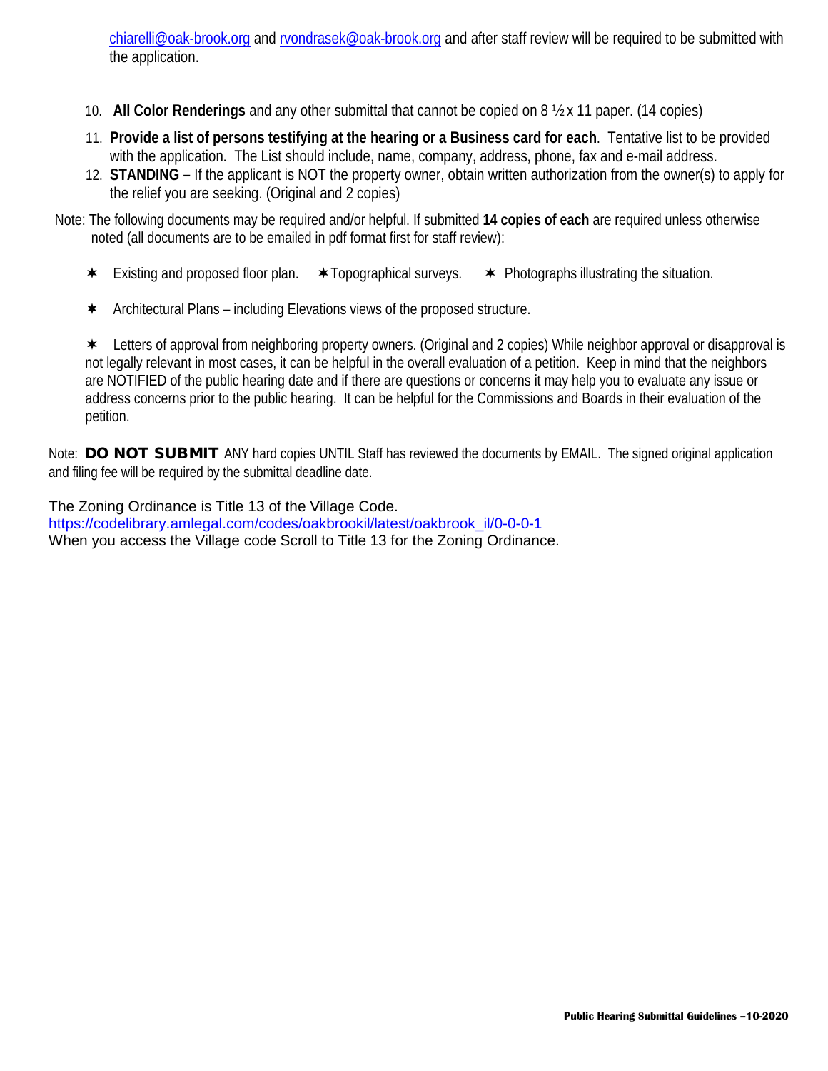chiarelli@oak-brook.org and rvondrasek@oak-brook.org and after staff review will be required to be submitted with the application.

10. **All Color Renderings** and any other submittal that cannot be copied on 8 ½ x 11 paper. (14 copies)
11. **Provide a list of persons testifying at the hearing or a Business card for each**. Tentative list to be provided with the application. The List should include, name, company, address, phone, fax and e-mail address.
12. **STANDING –** If the applicant is NOT the property owner, obtain written authorization from the owner(s) to apply for the relief you are seeking. (Original and 2 copies)

Note: The following documents may be required and/or helpful. If submitted **14 copies of each** are required unless otherwise noted (all documents are to be emailed in pdf format first for staff review):

✶ Existing and proposed floor plan. ✶ Topographical surveys. ✶ Photographs illustrating the situation.

✶ Architectural Plans – including Elevations views of the proposed structure.

✶ Letters of approval from neighboring property owners. (Original and 2 copies) While neighbor approval or disapproval is not legally relevant in most cases, it can be helpful in the overall evaluation of a petition. Keep in mind that the neighbors are NOTIFIED of the public hearing date and if there are questions or concerns it may help you to evaluate any issue or address concerns prior to the public hearing. It can be helpful for the Commissions and Boards in their evaluation of the petition.

Note: **DO NOT SUBMIT** ANY hard copies UNTIL Staff has reviewed the documents by EMAIL. The signed original application and filing fee will be required by the submittal deadline date.

The Zoning Ordinance is Title 13 of the Village Code.
https://codelibrary.amlegal.com/codes/oakbrookil/latest/oakbrook_il/0-0-0-1
When you access the Village code Scroll to Title 13 for the Zoning Ordinance.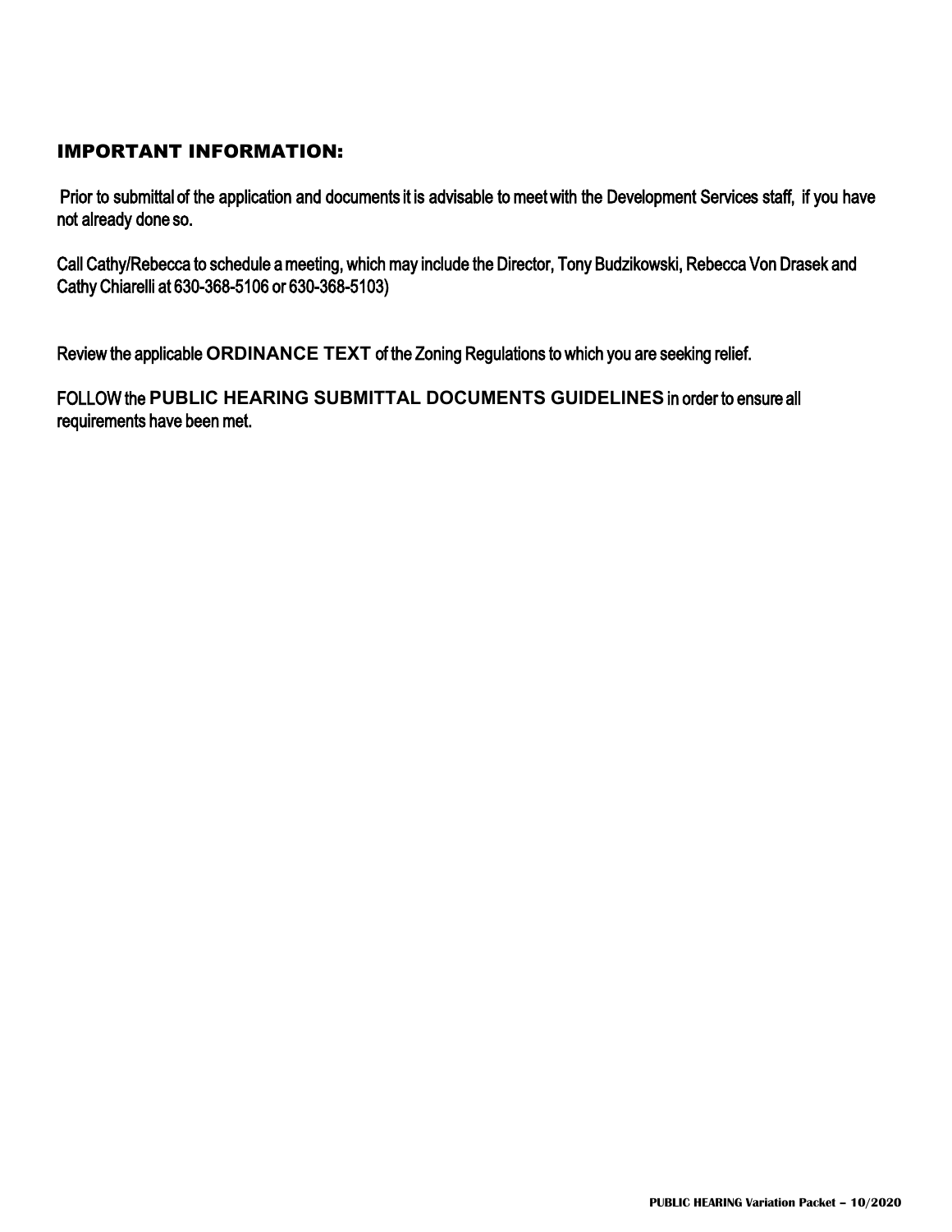## IMPORTANT INFORMATION:

Prior to submittal of the application and documents it is advisable to meet with the Development Services staff, if you have not already done so.

Call Cathy/Rebecca to schedule a meeting, which may include the Director, Tony Budzikowski, Rebecca Von Drasek and Cathy Chiarelli at 630-368-5106 or 630-368-5103)

Review the applicable **ORDINANCE TEXT** of the Zoning Regulations to which you are seeking relief.

FOLLOW the **PUBLIC HEARING SUBMITTAL DOCUMENTS GUIDELINES** in order to ensure all requirements have been met.